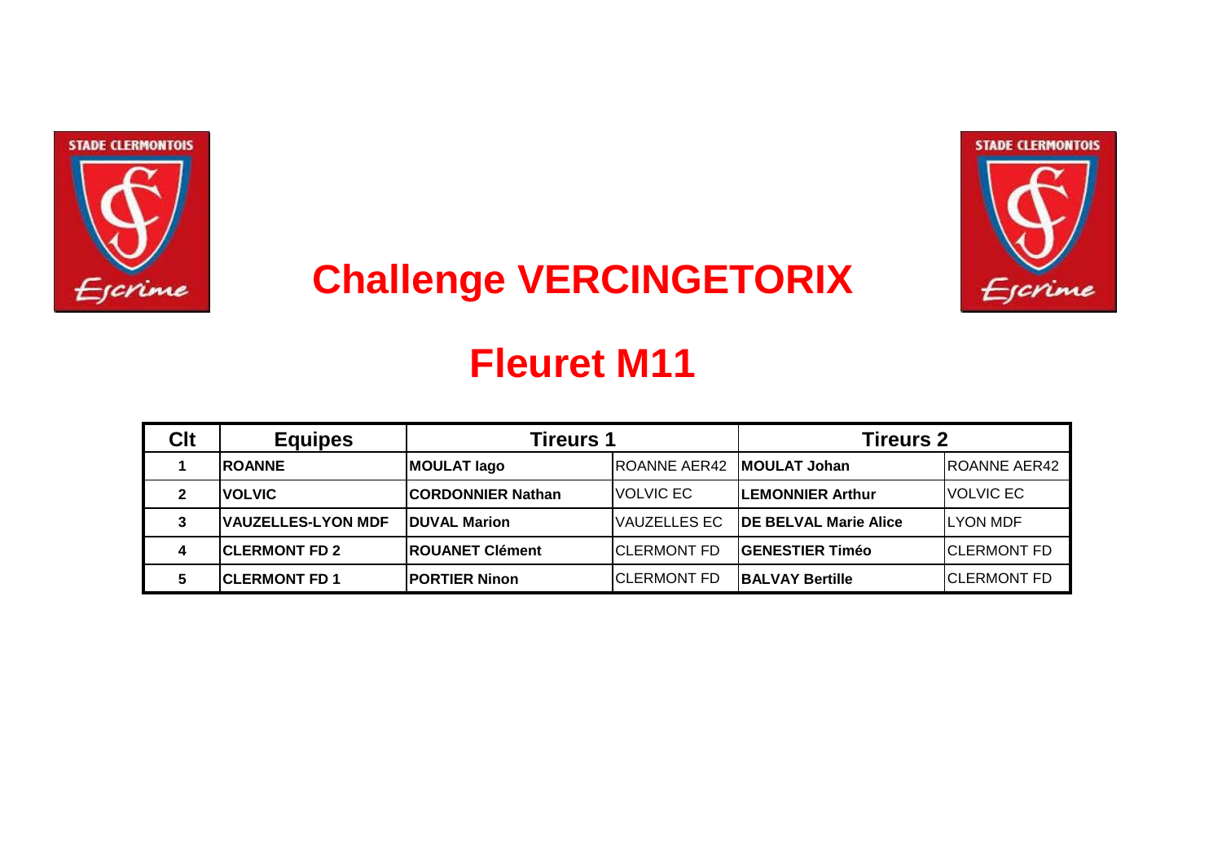# Challenge VERCINGETORIX

## Fleuret M11

| Clt | Equipes | Tireurs 1 | | Tireurs 2 | |
|---|---|---|---|---|---|
| 1 | **ROANNE** | **MOULAT Iago** | ROANNE AER42 | **MOULAT Johan** | ROANNE AER42 |
| 2 | **VOLVIC** | **CORDONNIER Nathan** | VOLVIC EC | **LEMONNIER Arthur** | VOLVIC EC |
| 3 | **VAUZELLES-LYON MDF** | **DUVAL Marion** | VAUZELLES EC | **DE BELVAL Marie Alice** | LYON MDF |
| 4 | **CLERMONT FD 2** | **ROUANET Clément** | CLERMONT FD | **GENESTIER Timéo** | CLERMONT FD |
| 5 | **CLERMONT FD 1** | **PORTIER Ninon** | CLERMONT FD | **BALVAY Bertille** | CLERMONT FD |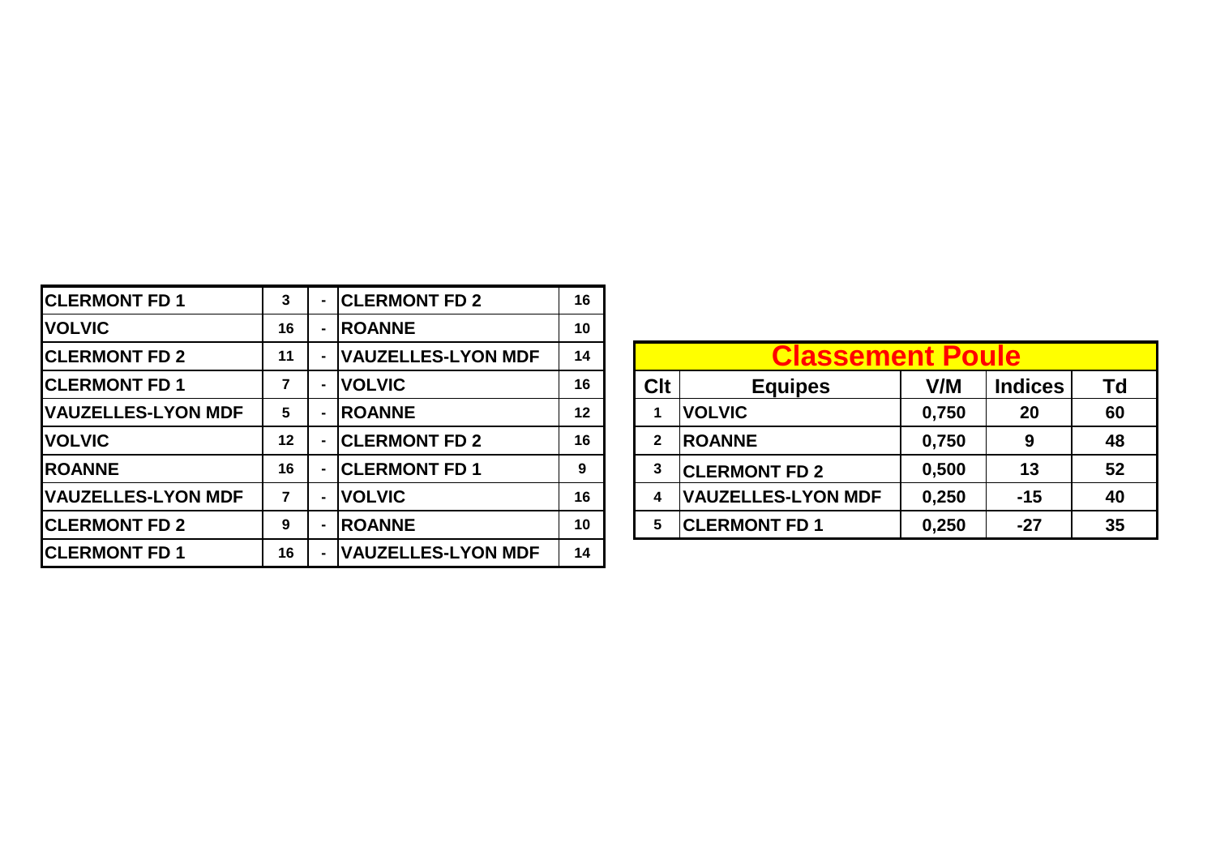| | | | | |
|---|---|---|---|---|
| **CLERMONT FD 1** | **3** | - | **CLERMONT FD 2** | **16** |
| **VOLVIC** | **16** | - | **ROANNE** | **10** |
| **CLERMONT FD 2** | **11** | - | **VAUZELLES-LYON MDF** | **14** |
| **CLERMONT FD 1** | **7** | - | **VOLVIC** | **16** |
| **VAUZELLES-LYON MDF** | **5** | - | **ROANNE** | **12** |
| **VOLVIC** | **12** | - | **CLERMONT FD 2** | **16** |
| **ROANNE** | **16** | - | **CLERMONT FD 1** | **9** |
| **VAUZELLES-LYON MDF** | **7** | - | **VOLVIC** | **16** |
| **CLERMONT FD 2** | **9** | - | **ROANNE** | **10** |
| **CLERMONT FD 1** | **16** | - | **VAUZELLES-LYON MDF** | **14** |

## Classement Poule

| Clt | Equipes | V/M | Indices | Td |
|---|---|---|---|---|
| 1 | **VOLVIC** | **0,750** | **20** | **60** |
| 2 | **ROANNE** | **0,750** | **9** | **48** |
| 3 | **CLERMONT FD 2** | **0,500** | **13** | **52** |
| 4 | **VAUZELLES-LYON MDF** | **0,250** | **-15** | **40** |
| 5 | **CLERMONT FD 1** | **0,250** | **-27** | **35** |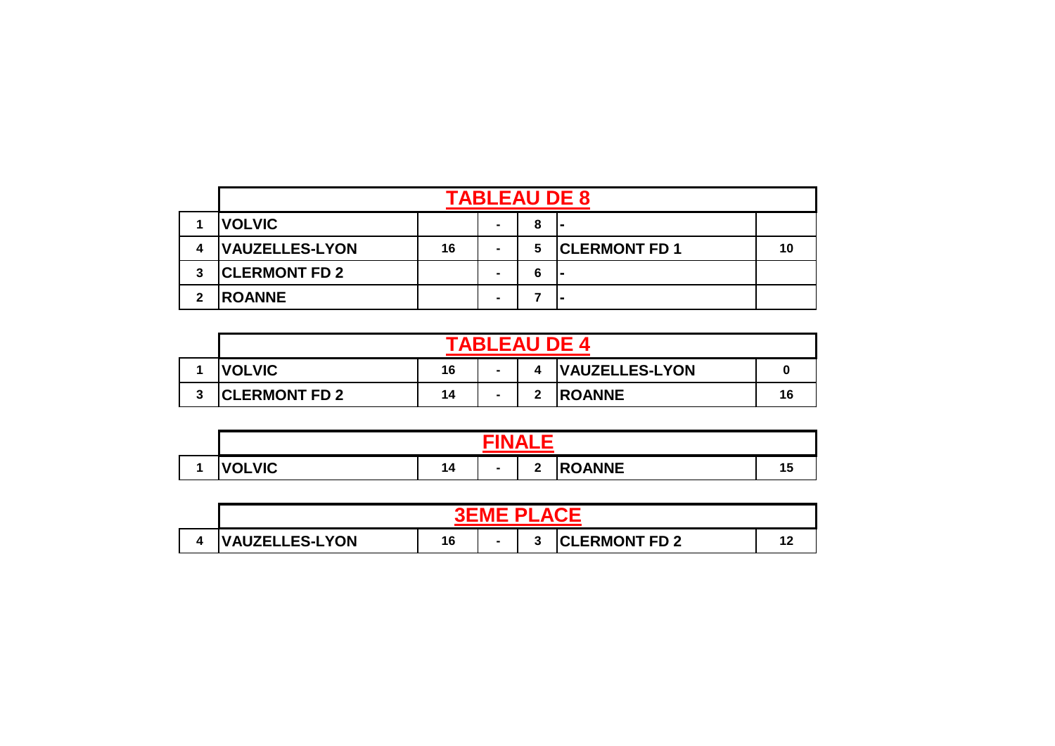## TABLEAU DE 8

| | | | | | | |
|---|---|---|---|---|---|---|
| 1 | VOLVIC | | - | 8 | - | |
| 4 | VAUZELLES-LYON | 16 | - | 5 | CLERMONT FD 1 | 10 |
| 3 | CLERMONT FD 2 | | - | 6 | - | |
| 2 | ROANNE | | - | 7 | - | |

## TABLEAU DE 4

| | | | | | | |
|---|---|---|---|---|---|---|
| 1 | VOLVIC | 16 | - | 4 | VAUZELLES-LYON | 0 |
| 3 | CLERMONT FD 2 | 14 | - | 2 | ROANNE | 16 |

## FINALE

| | | | | | | |
|---|---|---|---|---|---|---|
| 1 | VOLVIC | 14 | - | 2 | ROANNE | 15 |

## 3EME PLACE

| | | | | | | |
|---|---|---|---|---|---|---|
| 4 | VAUZELLES-LYON | 16 | - | 3 | CLERMONT FD 2 | 12 |